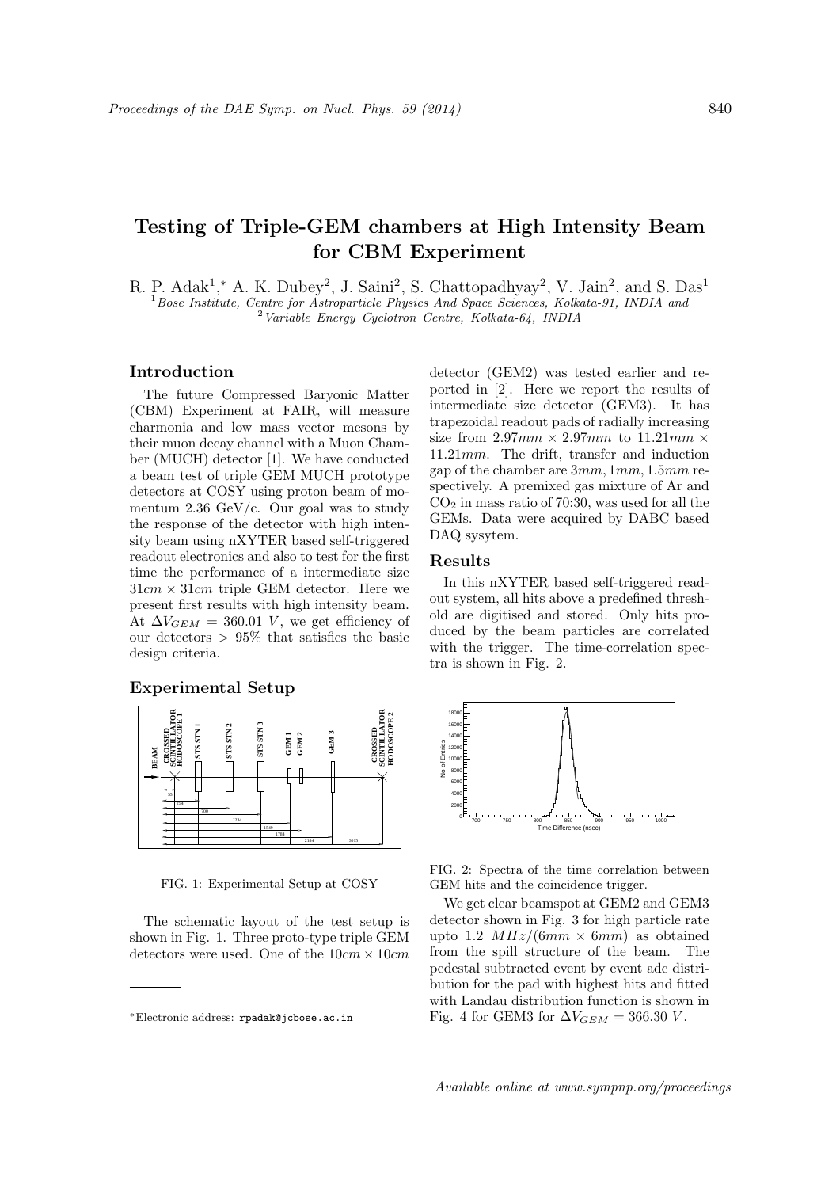# Testing of Triple-GEM chambers at High Intensity Beam for CBM Experiment

R. P. Adak[1,*] A. K. Dubey[2], J. Saini[2], S. Chattopadhyay[2], V. Jain[2], and S. Das[1]

[1] *Bose Institute, Centre for Astroparticle Physics And Space Sciences, Kolkata-91, INDIA and*
[2] *Variable Energy Cyclotron Centre, Kolkata-64, INDIA*

## Introduction

The future Compressed Baryonic Matter (CBM) Experiment at FAIR, will measure charmonia and low mass vector mesons by their muon decay channel with a Muon Chamber (MUCH) detector [1]. We have conducted a beam test of triple GEM MUCH prototype detectors at COSY using proton beam of momentum 2.36 GeV/c. Our goal was to study the response of the detector with high intensity beam using nXYTER based self-triggered readout electronics and also to test for the first time the performance of a intermediate size $31cm \times 31cm$ triple GEM detector. Here we present first results with high intensity beam. At $\Delta V_{GEM} = 360.01\ V$, we get efficiency of our detectors $> 95\%$ that satisfies the basic design criteria.

## Experimental Setup

FIG. 1: Experimental Setup at COSY

The schematic layout of the test setup is shown in Fig. 1. Three proto-type triple GEM detectors were used. One of the $10cm \times 10cm$ detector (GEM2) was tested earlier and reported in [2]. Here we report the results of intermediate size detector (GEM3). It has trapezoidal readout pads of radially increasing size from $2.97mm \times 2.97mm$ to $11.21mm \times 11.21mm$. The drift, transfer and induction gap of the chamber are $3mm, 1mm, 1.5mm$ respectively. A premixed gas mixture of Ar and $CO_2$ in mass ratio of 70:30, was used for all the GEMs. Data were acquired by DABC based DAQ sysytem.

## Results

In this nXYTER based self-triggered readout system, all hits above a predefined threshold are digitised and stored. Only hits produced by the beam particles are correlated with the trigger. The time-correlation spectra is shown in Fig. 2.

FIG. 2: Spectra of the time correlation between GEM hits and the coincidence trigger.

We get clear beamspot at GEM2 and GEM3 detector shown in Fig. 3 for high particle rate upto 1.2 $MHz/(6mm \times 6mm)$ as obtained from the spill structure of the beam. The pedestal subtracted event by event adc distribution for the pad with highest hits and fitted with Landau distribution function is shown in Fig. 4 for GEM3 for $\Delta V_{GEM} = 366.30\ V$.

*Electronic address: rpadak@jcbose.ac.in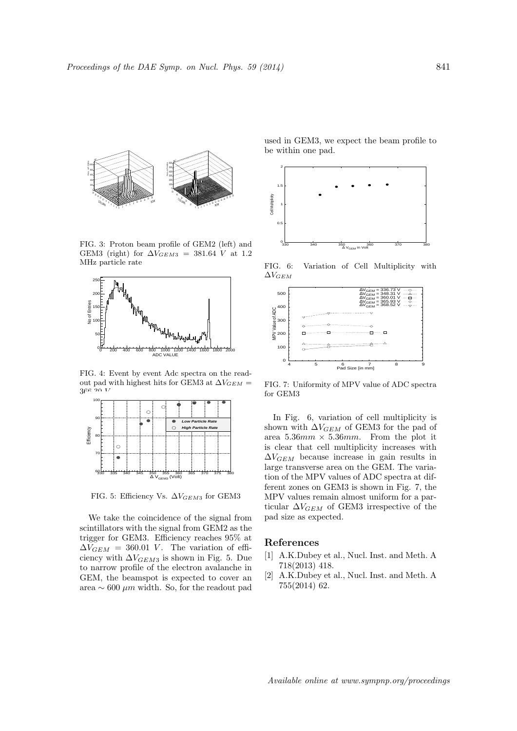FIG. 3: Proton beam profile of GEM2 (left) and GEM3 (right) for $\Delta V_{GEM3} = 381.64\ V$ at 1.2 MHz particle rate

FIG. 4: Event by event Adc spectra on the readout pad with highest hits for GEM3 at $\Delta V_{GEM} = 366.20\ V$

Low Particle Rate
High Particle Rate

FIG. 5: Efficiency Vs. $\Delta V_{GEM3}$ for GEM3

We take the coincidence of the signal from scintillators with the signal from GEM2 as the trigger for GEM3. Efficiency reaches 95% at $\Delta V_{GEM} = 360.01\ V$. The variation of efficiency with $\Delta V_{GEM3}$ is shown in Fig. 5. Due to narrow profile of the electron avalanche in GEM, the beamspot is expected to cover an area $\sim 600\ \mu m$ width. So, for the readout pad used in GEM3, we expect the beam profile to be within one pad.

FIG. 6: Variation of Cell Multiplicity with $\Delta V_{GEM}$

$\Delta V_{GEM} = 336.73$ V
$\Delta V_{GEM} = 348.31$ V
$\Delta V_{GEM} = 360.01$ V
$\Delta V_{GEM} = 365.93$ V
$\Delta V_{GEM} = 368.52$ V

FIG. 7: Uniformity of MPV value of ADC spectra for GEM3

In Fig. 6, variation of cell multiplicity is shown with $\Delta V_{GEM}$ of GEM3 for the pad of area $5.36mm \times 5.36mm$. From the plot it is clear that cell multiplicity increases with $\Delta V_{GEM}$ because increase in gain results in large transverse area on the GEM. The variation of the MPV values of ADC spectra at different zones on GEM3 is shown in Fig. 7, the MPV values remain almost uniform for a particular $\Delta V_{GEM}$ of GEM3 irrespective of the pad size as expected.

## References

[1] A.K.Dubey et al., Nucl. Inst. and Meth. A 718(2013) 418.

[2] A.K.Dubey et al., Nucl. Inst. and Meth. A 755(2014) 62.